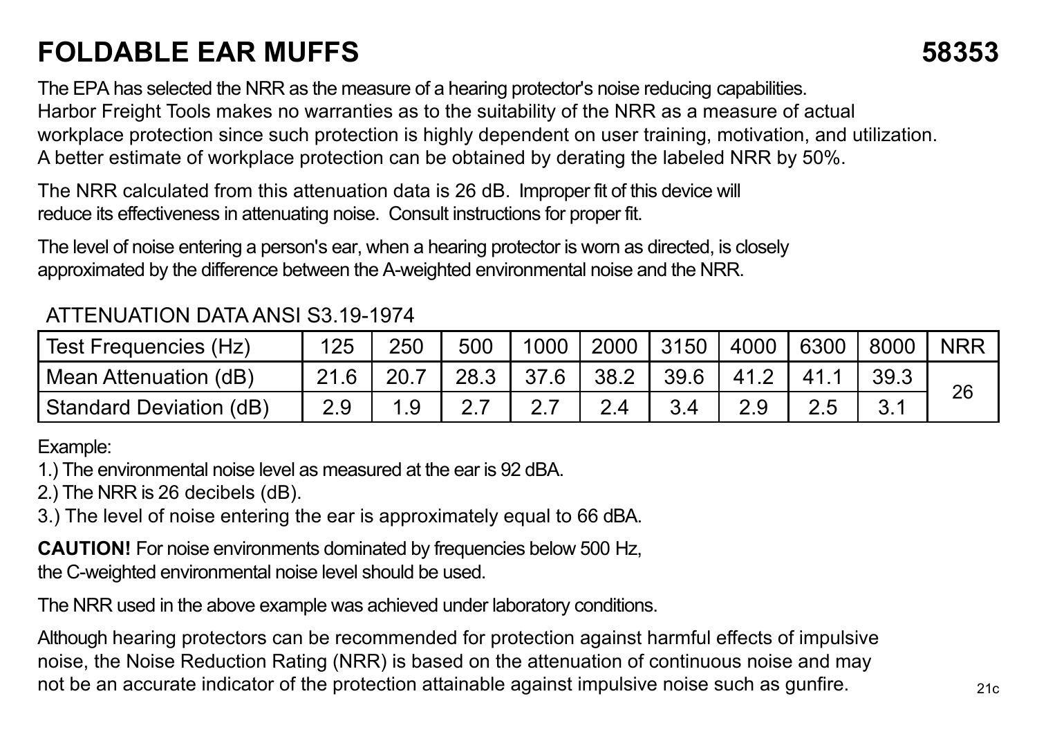# FOLDABLE EAR MUFFS 58353

The EPA has selected the NRR as the measure of a hearing protector's noise reducing capabilities. Harbor Freight Tools makes no warranties as to the suitability of the NRR as a measure of actual workplace protection since such protection is highly dependent on user training, motivation, and utilization. A better estimate of workplace protection can be obtained by derating the labeled NRR by 50%.

The NRR calculated from this attenuation data is 26 dB. Improper fit of this device will reduce its effectiveness in attenuating noise. Consult instructions for proper fit.

The level of noise entering a person's ear, when a hearing protector is worn as directed, is closely approximated by the difference between the A-weighted environmental noise and the NRR.

ATTENUATION DATA ANSI S3.19-1974

| Test Frequencies (Hz) | 125 | 250 | 500 | 1000 | 2000 | 3150 | 4000 | 6300 | 8000 | NRR |
|---|---|---|---|---|---|---|---|---|---|---|
| Mean Attenuation (dB) | 21.6 | 20.7 | 28.3 | 37.6 | 38.2 | 39.6 | 41.2 | 41.1 | 39.3 | 26 |
| Standard Deviation (dB) | 2.9 | 1.9 | 2.7 | 2.7 | 2.4 | 3.4 | 2.9 | 2.5 | 3.1 | |

Example:

1.) The environmental noise level as measured at the ear is 92 dBA.
2.) The NRR is 26 decibels (dB).
3.) The level of noise entering the ear is approximately equal to 66 dBA.

**CAUTION!** For noise environments dominated by frequencies below 500 Hz, the C-weighted environmental noise level should be used.

The NRR used in the above example was achieved under laboratory conditions.

Although hearing protectors can be recommended for protection against harmful effects of impulsive noise, the Noise Reduction Rating (NRR) is based on the attenuation of continuous noise and may not be an accurate indicator of the protection attainable against impulsive noise such as gunfire.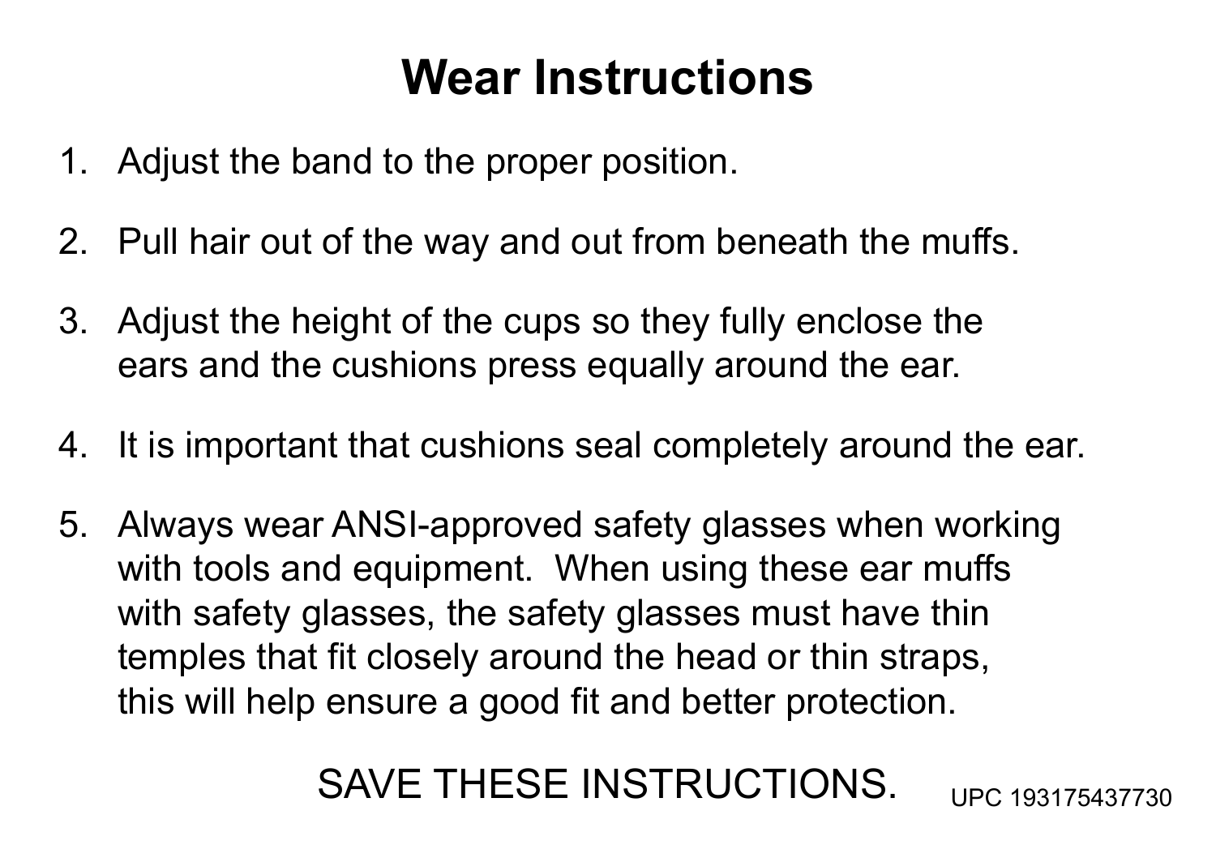# Wear Instructions

1. Adjust the band to the proper position.
2. Pull hair out of the way and out from beneath the muffs.
3. Adjust the height of the cups so they fully enclose the ears and the cushions press equally around the ear.
4. It is important that cushions seal completely around the ear.
5. Always wear ANSI-approved safety glasses when working with tools and equipment. When using these ear muffs with safety glasses, the safety glasses must have thin temples that fit closely around the head or thin straps, this will help ensure a good fit and better protection.

SAVE THESE INSTRUCTIONS.

UPC 193175437730